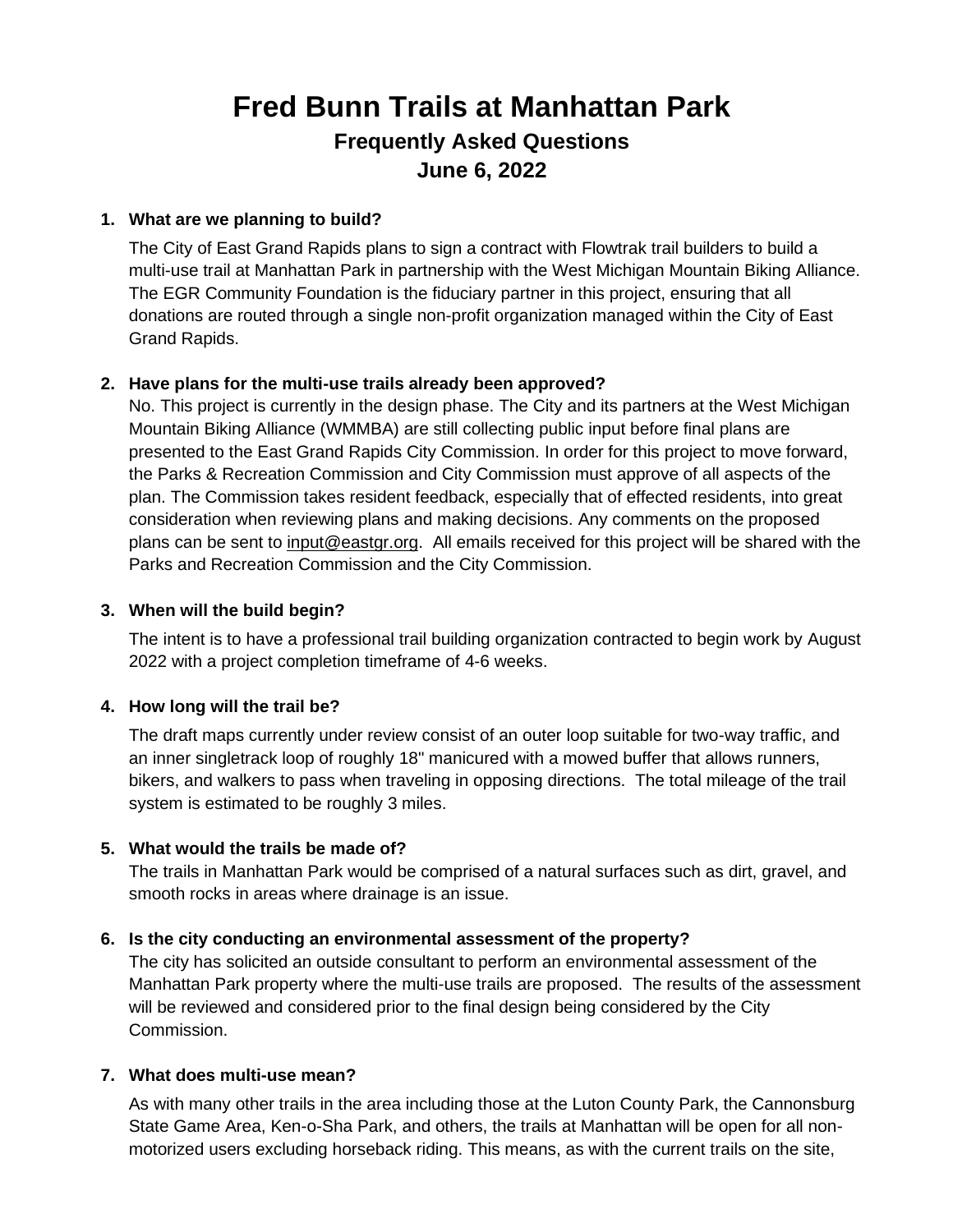# Fred Bunn Trails at Manhattan Park

## Frequently Asked Questions

## June 6, 2022

1. **What are we planning to build?**

   The City of East Grand Rapids plans to sign a contract with Flowtrak trail builders to build a multi-use trail at Manhattan Park in partnership with the West Michigan Mountain Biking Alliance. The EGR Community Foundation is the fiduciary partner in this project, ensuring that all donations are routed through a single non-profit organization managed within the City of East Grand Rapids.

2. **Have plans for the multi-use trails already been approved?**

   No. This project is currently in the design phase. The City and its partners at the West Michigan Mountain Biking Alliance (WMMBA) are still collecting public input before final plans are presented to the East Grand Rapids City Commission. In order for this project to move forward, the Parks & Recreation Commission and City Commission must approve of all aspects of the plan. The Commission takes resident feedback, especially that of effected residents, into great consideration when reviewing plans and making decisions. Any comments on the proposed plans can be sent to input@eastgr.org. All emails received for this project will be shared with the Parks and Recreation Commission and the City Commission.

3. **When will the build begin?**

   The intent is to have a professional trail building organization contracted to begin work by August 2022 with a project completion timeframe of 4-6 weeks.

4. **How long will the trail be?**

   The draft maps currently under review consist of an outer loop suitable for two-way traffic, and an inner singletrack loop of roughly 18" manicured with a mowed buffer that allows runners, bikers, and walkers to pass when traveling in opposing directions. The total mileage of the trail system is estimated to be roughly 3 miles.

5. **What would the trails be made of?**

   The trails in Manhattan Park would be comprised of a natural surfaces such as dirt, gravel, and smooth rocks in areas where drainage is an issue.

6. **Is the city conducting an environmental assessment of the property?**

   The city has solicited an outside consultant to perform an environmental assessment of the Manhattan Park property where the multi-use trails are proposed. The results of the assessment will be reviewed and considered prior to the final design being considered by the City Commission.

7. **What does multi-use mean?**

   As with many other trails in the area including those at the Luton County Park, the Cannonsburg State Game Area, Ken-o-Sha Park, and others, the trails at Manhattan will be open for all non-motorized users excluding horseback riding. This means, as with the current trails on the site,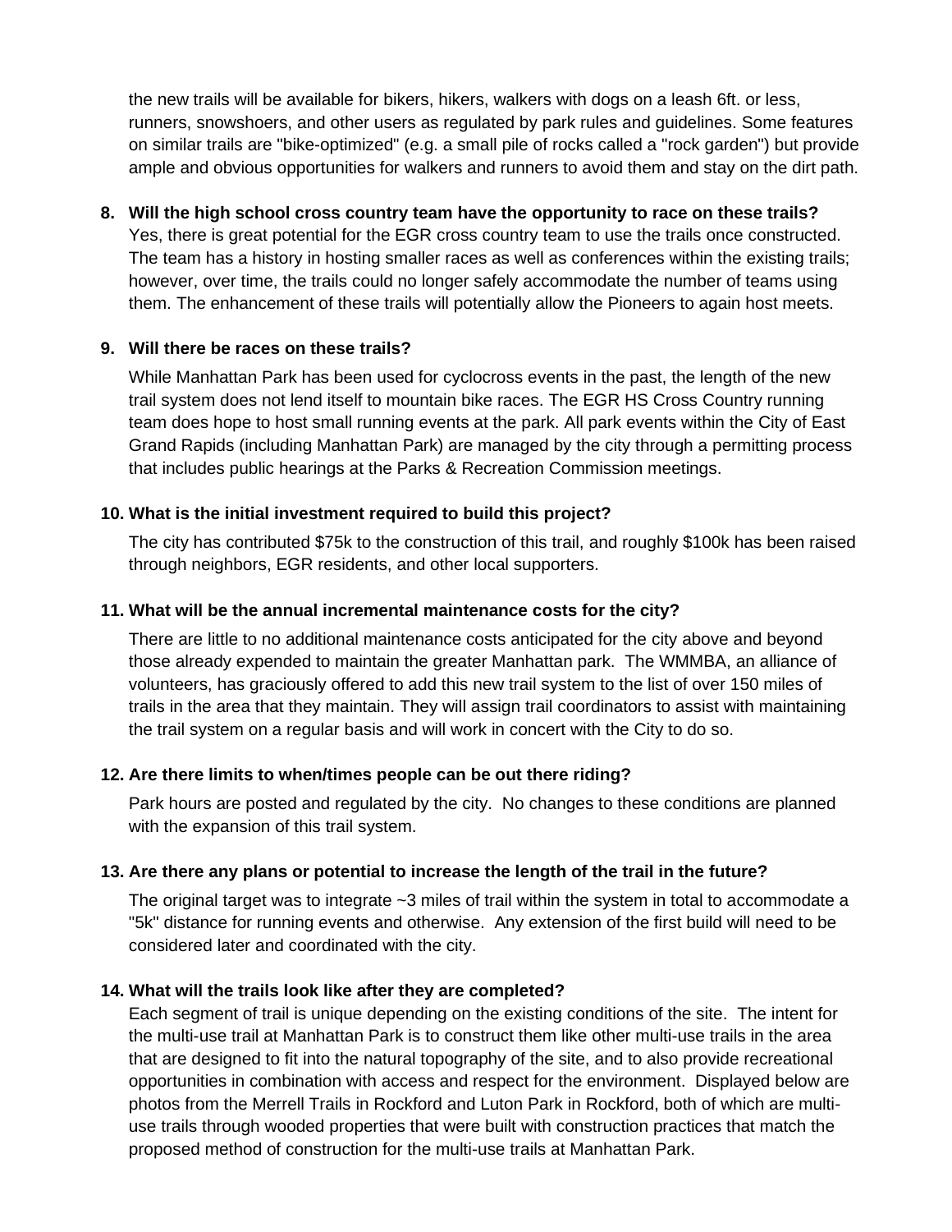the new trails will be available for bikers, hikers, walkers with dogs on a leash 6ft. or less, runners, snowshoers, and other users as regulated by park rules and guidelines. Some features on similar trails are "bike-optimized" (e.g. a small pile of rocks called a "rock garden") but provide ample and obvious opportunities for walkers and runners to avoid them and stay on the dirt path.

8. **Will the high school cross country team have the opportunity to race on these trails?**
   Yes, there is great potential for the EGR cross country team to use the trails once constructed. The team has a history in hosting smaller races as well as conferences within the existing trails; however, over time, the trails could no longer safely accommodate the number of teams using them. The enhancement of these trails will potentially allow the Pioneers to again host meets.

9. **Will there be races on these trails?**

   While Manhattan Park has been used for cyclocross events in the past, the length of the new trail system does not lend itself to mountain bike races. The EGR HS Cross Country running team does hope to host small running events at the park. All park events within the City of East Grand Rapids (including Manhattan Park) are managed by the city through a permitting process that includes public hearings at the Parks & Recreation Commission meetings.

10. **What is the initial investment required to build this project?**

    The city has contributed $75k to the construction of this trail, and roughly $100k has been raised through neighbors, EGR residents, and other local supporters.

11. **What will be the annual incremental maintenance costs for the city?**

    There are little to no additional maintenance costs anticipated for the city above and beyond those already expended to maintain the greater Manhattan park. The WMMBA, an alliance of volunteers, has graciously offered to add this new trail system to the list of over 150 miles of trails in the area that they maintain. They will assign trail coordinators to assist with maintaining the trail system on a regular basis and will work in concert with the City to do so.

12. **Are there limits to when/times people can be out there riding?**

    Park hours are posted and regulated by the city. No changes to these conditions are planned with the expansion of this trail system.

13. **Are there any plans or potential to increase the length of the trail in the future?**

    The original target was to integrate ~3 miles of trail within the system in total to accommodate a "5k" distance for running events and otherwise. Any extension of the first build will need to be considered later and coordinated with the city.

14. **What will the trails look like after they are completed?**
    Each segment of trail is unique depending on the existing conditions of the site. The intent for the multi-use trail at Manhattan Park is to construct them like other multi-use trails in the area that are designed to fit into the natural topography of the site, and to also provide recreational opportunities in combination with access and respect for the environment. Displayed below are photos from the Merrell Trails in Rockford and Luton Park in Rockford, both of which are multi-use trails through wooded properties that were built with construction practices that match the proposed method of construction for the multi-use trails at Manhattan Park.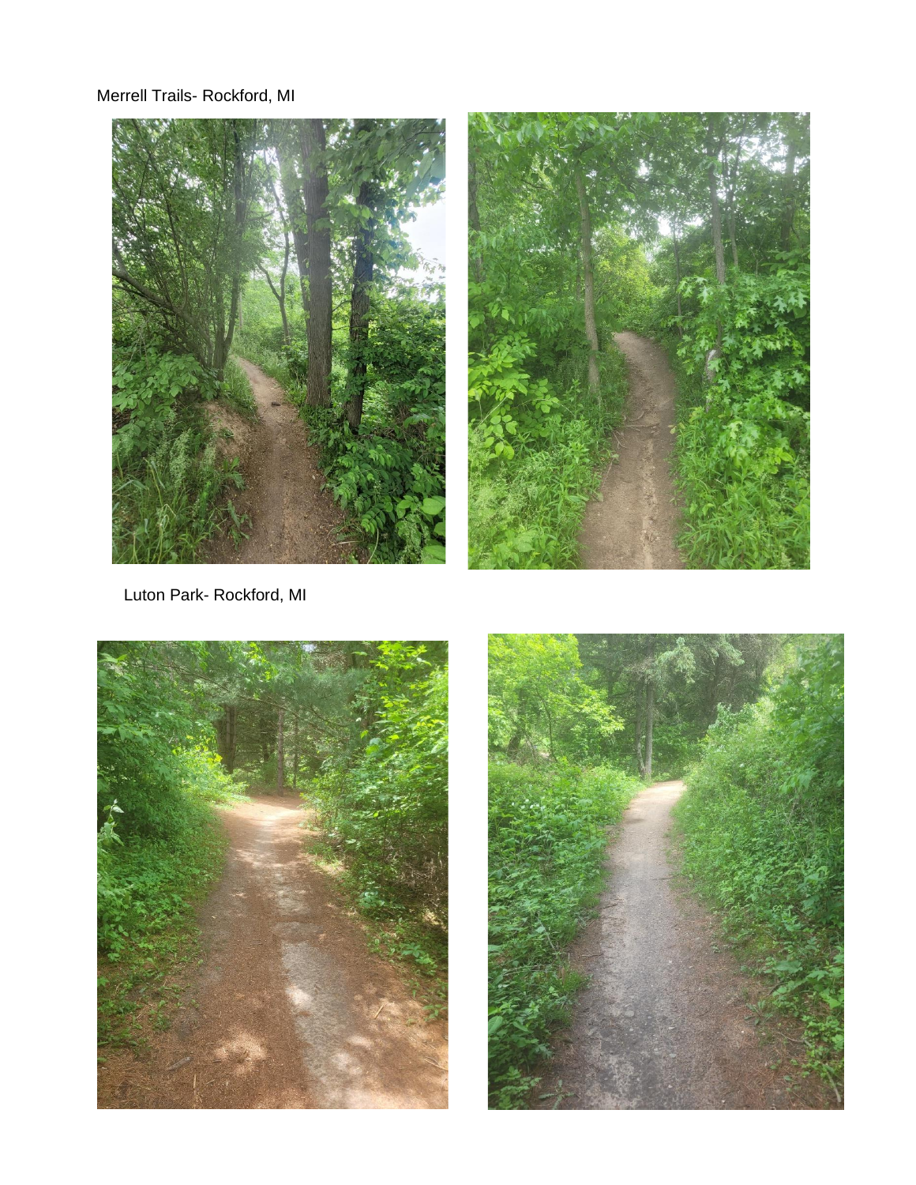Merrell Trails- Rockford, MI

Luton Park- Rockford, MI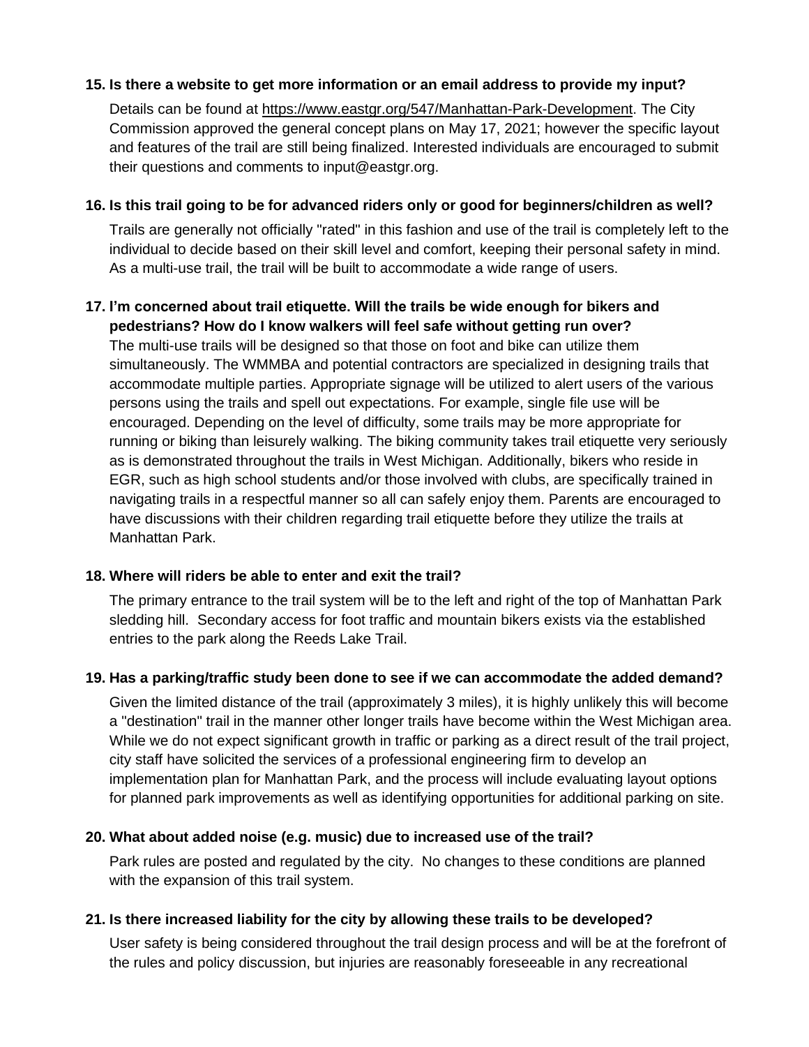**15. Is there a website to get more information or an email address to provide my input?**

Details can be found at https://www.eastgr.org/547/Manhattan-Park-Development. The City Commission approved the general concept plans on May 17, 2021; however the specific layout and features of the trail are still being finalized. Interested individuals are encouraged to submit their questions and comments to input@eastgr.org.

**16. Is this trail going to be for advanced riders only or good for beginners/children as well?**

Trails are generally not officially "rated" in this fashion and use of the trail is completely left to the individual to decide based on their skill level and comfort, keeping their personal safety in mind. As a multi-use trail, the trail will be built to accommodate a wide range of users.

**17. I'm concerned about trail etiquette. Will the trails be wide enough for bikers and pedestrians? How do I know walkers will feel safe without getting run over?**

The multi-use trails will be designed so that those on foot and bike can utilize them simultaneously. The WMMBA and potential contractors are specialized in designing trails that accommodate multiple parties. Appropriate signage will be utilized to alert users of the various persons using the trails and spell out expectations. For example, single file use will be encouraged. Depending on the level of difficulty, some trails may be more appropriate for running or biking than leisurely walking. The biking community takes trail etiquette very seriously as is demonstrated throughout the trails in West Michigan. Additionally, bikers who reside in EGR, such as high school students and/or those involved with clubs, are specifically trained in navigating trails in a respectful manner so all can safely enjoy them. Parents are encouraged to have discussions with their children regarding trail etiquette before they utilize the trails at Manhattan Park.

**18. Where will riders be able to enter and exit the trail?**

The primary entrance to the trail system will be to the left and right of the top of Manhattan Park sledding hill. Secondary access for foot traffic and mountain bikers exists via the established entries to the park along the Reeds Lake Trail.

**19. Has a parking/traffic study been done to see if we can accommodate the added demand?**

Given the limited distance of the trail (approximately 3 miles), it is highly unlikely this will become a "destination" trail in the manner other longer trails have become within the West Michigan area. While we do not expect significant growth in traffic or parking as a direct result of the trail project, city staff have solicited the services of a professional engineering firm to develop an implementation plan for Manhattan Park, and the process will include evaluating layout options for planned park improvements as well as identifying opportunities for additional parking on site.

**20. What about added noise (e.g. music) due to increased use of the trail?**

Park rules are posted and regulated by the city. No changes to these conditions are planned with the expansion of this trail system.

**21. Is there increased liability for the city by allowing these trails to be developed?**

User safety is being considered throughout the trail design process and will be at the forefront of the rules and policy discussion, but injuries are reasonably foreseeable in any recreational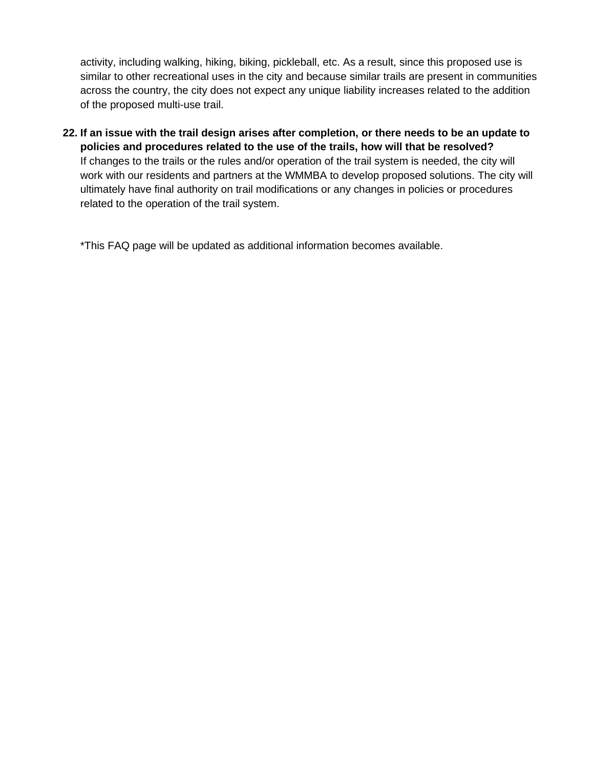activity, including walking, hiking, biking, pickleball, etc. As a result, since this proposed use is similar to other recreational uses in the city and because similar trails are present in communities across the country, the city does not expect any unique liability increases related to the addition of the proposed multi-use trail.

22. **If an issue with the trail design arises after completion, or there needs to be an update to policies and procedures related to the use of the trails, how will that be resolved?**
    If changes to the trails or the rules and/or operation of the trail system is needed, the city will work with our residents and partners at the WMMBA to develop proposed solutions. The city will ultimately have final authority on trail modifications or any changes in policies or procedures related to the operation of the trail system.

*This FAQ page will be updated as additional information becomes available.